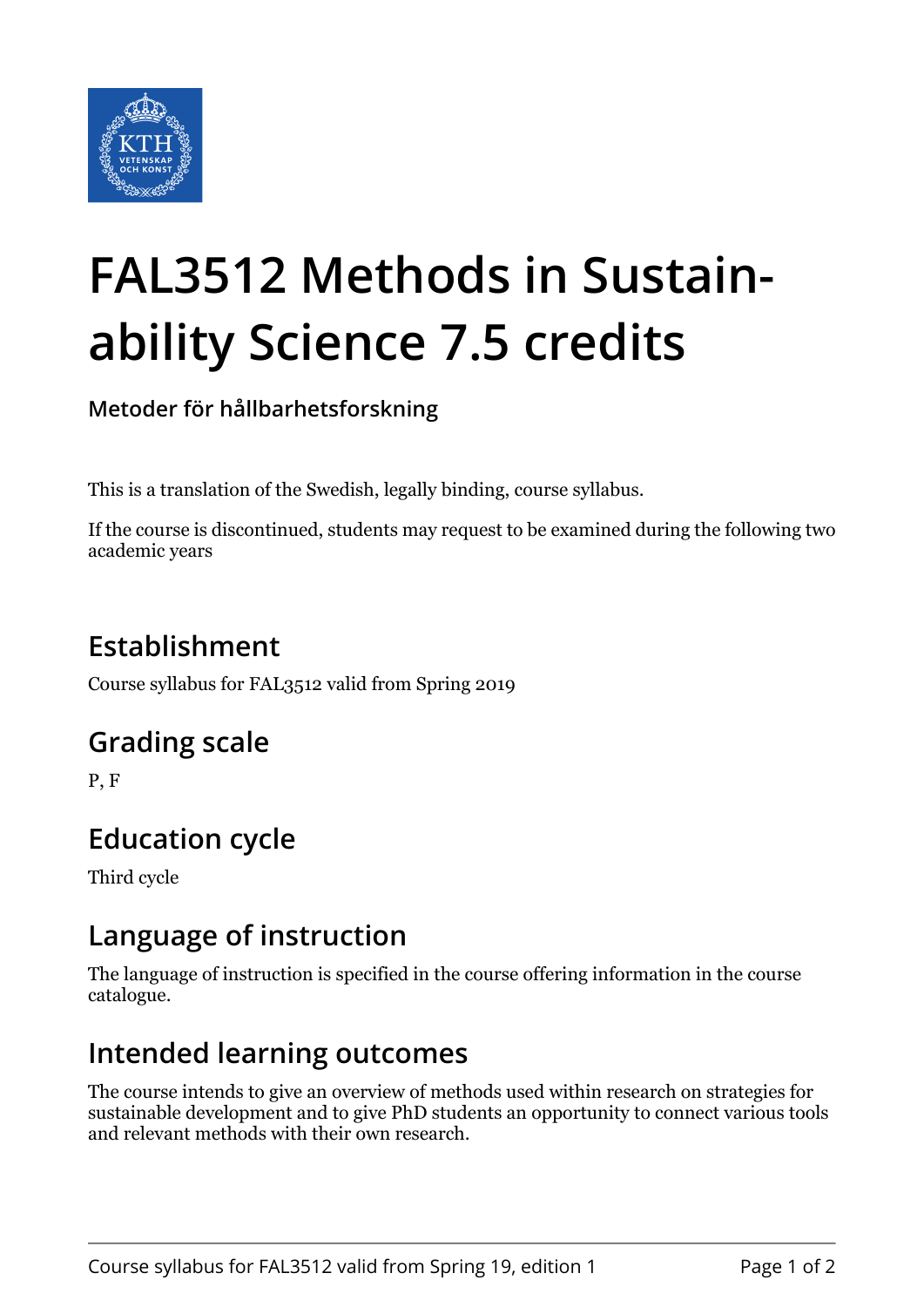# FAL3512 Methods in Sustainability Science 7.5 credits

**Metoder för hållbarhetsforskning**

This is a translation of the Swedish, legally binding, course syllabus.

If the course is discontinued, students may request to be examined during the following two academic years

## Establishment

Course syllabus for FAL3512 valid from Spring 2019

## Grading scale

P, F

## Education cycle

Third cycle

## Language of instruction

The language of instruction is specified in the course offering information in the course catalogue.

## Intended learning outcomes

The course intends to give an overview of methods used within research on strategies for sustainable development and to give PhD students an opportunity to connect various tools and relevant methods with their own research.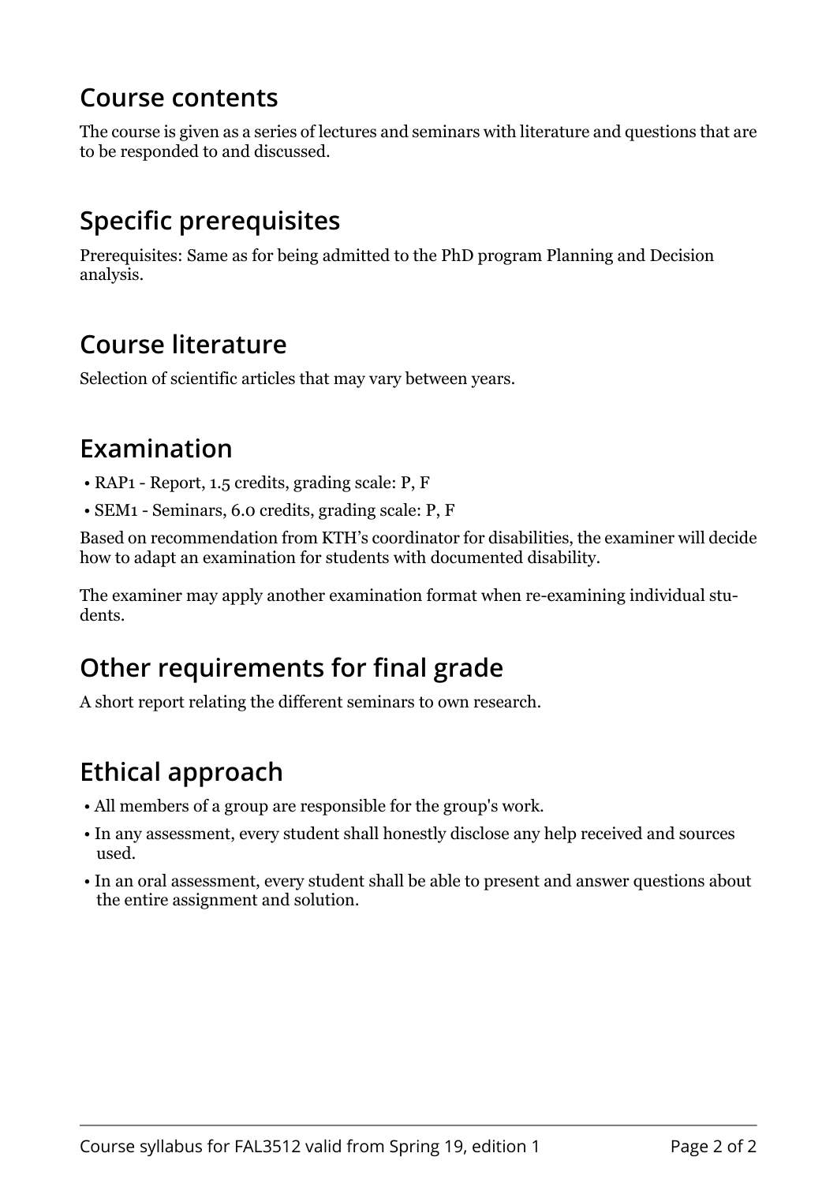## Course contents

The course is given as a series of lectures and seminars with literature and questions that are to be responded to and discussed.

## Specific prerequisites

Prerequisites: Same as for being admitted to the PhD program Planning and Decision analysis.

## Course literature

Selection of scientific articles that may vary between years.

## Examination

- RAP1 - Report, 1.5 credits, grading scale: P, F
- SEM1 - Seminars, 6.0 credits, grading scale: P, F

Based on recommendation from KTH's coordinator for disabilities, the examiner will decide how to adapt an examination for students with documented disability.

The examiner may apply another examination format when re-examining individual students.

## Other requirements for final grade

A short report relating the different seminars to own research.

## Ethical approach

- All members of a group are responsible for the group's work.
- In any assessment, every student shall honestly disclose any help received and sources used.
- In an oral assessment, every student shall be able to present and answer questions about the entire assignment and solution.